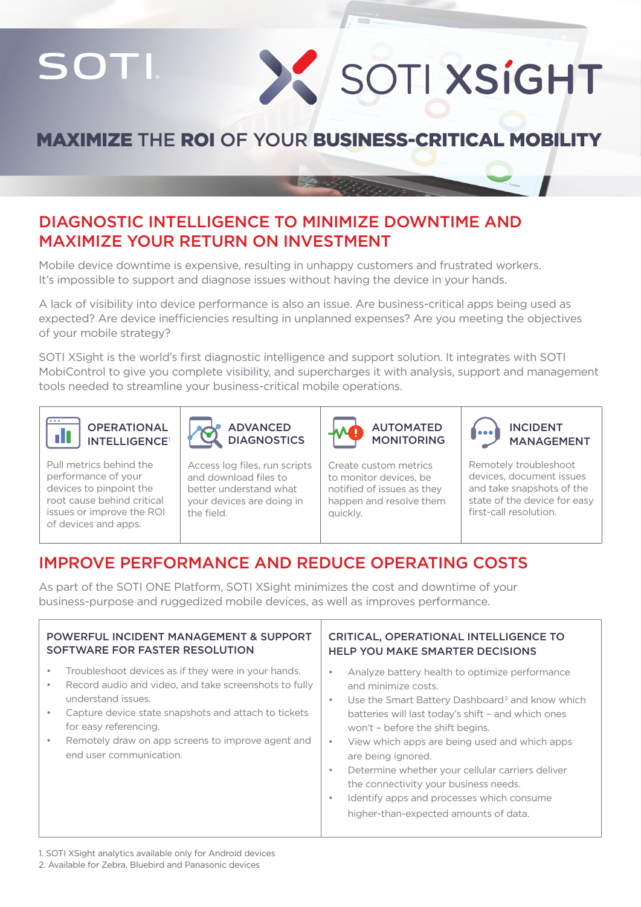SOTI

SOTI XSIGHT

# MAXIMIZE THE ROI OF YOUR BUSINESS-CRITICAL MOBILITY

## DIAGNOSTIC INTELLIGENCE TO MINIMIZE DOWNTIME AND MAXIMIZE YOUR RETURN ON INVESTMENT

Mobile device downtime is expensive, resulting in unhappy customers and frustrated workers. It's impossible to support and diagnose issues without having the device in your hands.

A lack of visibility into device performance is also an issue. Are business-critical apps being used as expected? Are device inefficiencies resulting in unplanned expenses? Are you meeting the objectives of your mobile strategy?

SOTI XSight is the world's first diagnostic intelligence and support solution. It integrates with SOTI MobiControl to give you complete visibility, and supercharges it with analysis, support and management tools needed to streamline your business-critical mobile operations.

### OPERATIONAL INTELLIGENCE[1]

Pull metrics behind the performance of your devices to pinpoint the root cause behind critical issues or improve the ROI of devices and apps.

### ADVANCED DIAGNOSTICS

Access log files, run scripts and download files to better understand what your devices are doing in the field.

### AUTOMATED MONITORING

Create custom metrics to monitor devices, be notified of issues as they happen and resolve them quickly.

### INCIDENT MANAGEMENT

Remotely troubleshoot devices, document issues and take snapshots of the state of the device for easy first-call resolution.

## IMPROVE PERFORMANCE AND REDUCE OPERATING COSTS

As part of the SOTI ONE Platform, SOTI XSight minimizes the cost and downtime of your business-purpose and ruggedized mobile devices, as well as improves performance.

### POWERFUL INCIDENT MANAGEMENT & SUPPORT SOFTWARE FOR FASTER RESOLUTION

- Troubleshoot devices as if they were in your hands.
- Record audio and video, and take screenshots to fully understand issues.
- Capture device state snapshots and attach to tickets for easy referencing.
- Remotely draw on app screens to improve agent and end user communication.

### CRITICAL, OPERATIONAL INTELLIGENCE TO HELP YOU MAKE SMARTER DECISIONS

- Analyze battery health to optimize performance and minimize costs.
- Use the Smart Battery Dashboard[2] and know which batteries will last today's shift – and which ones won't – before the shift begins.
- View which apps are being used and which apps are being ignored.
- Determine whether your cellular carriers deliver the connectivity your business needs.
- Identify apps and processes which consume higher-than-expected amounts of data.

1. SOTI XSight analytics available only for Android devices
2. Available for Zebra, Bluebird and Panasonic devices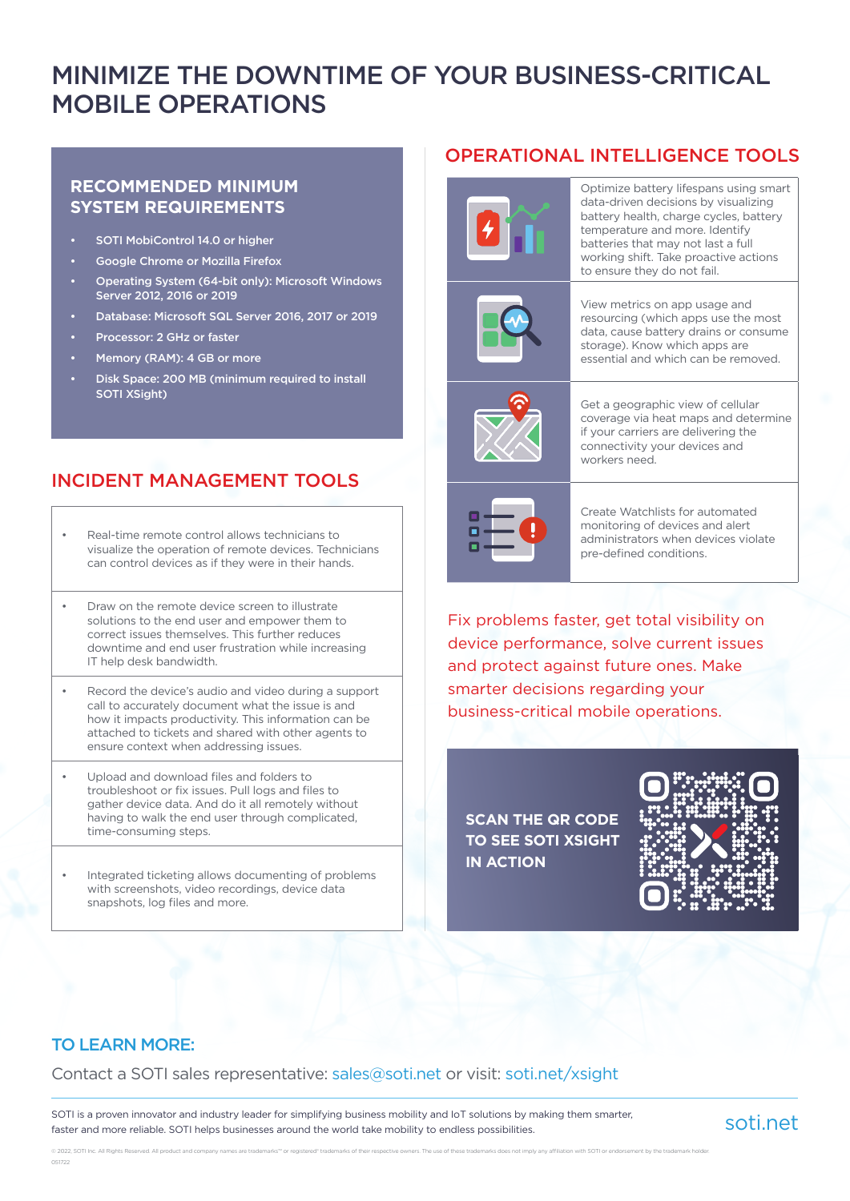# MINIMIZE THE DOWNTIME OF YOUR BUSINESS-CRITICAL MOBILE OPERATIONS

## RECOMMENDED MINIMUM SYSTEM REQUIREMENTS

- SOTI MobiControl 14.0 or higher
- Google Chrome or Mozilla Firefox
- Operating System (64-bit only): Microsoft Windows Server 2012, 2016 or 2019
- Database: Microsoft SQL Server 2016, 2017 or 2019
- Processor: 2 GHz or faster
- Memory (RAM): 4 GB or more
- Disk Space: 200 MB (minimum required to install SOTI XSight)

## INCIDENT MANAGEMENT TOOLS

- Real-time remote control allows technicians to visualize the operation of remote devices. Technicians can control devices as if they were in their hands.
- Draw on the remote device screen to illustrate solutions to the end user and empower them to correct issues themselves. This further reduces downtime and end user frustration while increasing IT help desk bandwidth.
- Record the device's audio and video during a support call to accurately document what the issue is and how it impacts productivity. This information can be attached to tickets and shared with other agents to ensure context when addressing issues.
- Upload and download files and folders to troubleshoot or fix issues. Pull logs and files to gather device data. And do it all remotely without having to walk the end user through complicated, time-consuming steps.
- Integrated ticketing allows documenting of problems with screenshots, video recordings, device data snapshots, log files and more.

## OPERATIONAL INTELLIGENCE TOOLS

Optimize battery lifespans using smart data-driven decisions by visualizing battery health, charge cycles, battery temperature and more. Identify batteries that may not last a full working shift. Take proactive actions to ensure they do not fail.

View metrics on app usage and resourcing (which apps use the most data, cause battery drains or consume storage). Know which apps are essential and which can be removed.

Get a geographic view of cellular coverage via heat maps and determine if your carriers are delivering the connectivity your devices and workers need.

Create Watchlists for automated monitoring of devices and alert administrators when devices violate pre-defined conditions.

Fix problems faster, get total visibility on device performance, solve current issues and protect against future ones. Make smarter decisions regarding your business-critical mobile operations.

**SCAN THE QR CODE TO SEE SOTI XSIGHT IN ACTION**

### TO LEARN MORE:

Contact a SOTI sales representative: sales@soti.net or visit: soti.net/xsight

SOTI is a proven innovator and industry leader for simplifying business mobility and IoT solutions by making them smarter, faster and more reliable. SOTI helps businesses around the world take mobility to endless possibilities.

soti.net

© 2022, SOTI Inc. All Rights Reserved. All product and company names are trademarks™ or registered® trademarks of their respective owners. The use of these trademarks does not imply any affiliation with SOTI or endorsement by the trademark holder.
051722